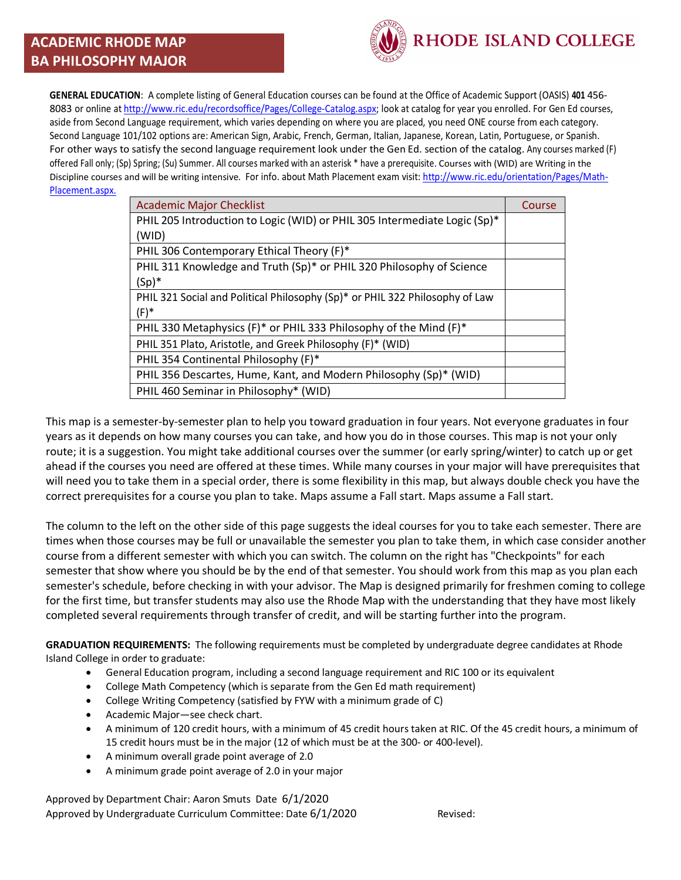# ACADEMIC RHODE MAP
# BA PHILOSOPHY MAJOR

RHODE ISLAND COLLEGE

**GENERAL EDUCATION**: A complete listing of General Education courses can be found at the Office of Academic Support (OASIS) **401** 456-8083 or online at http://www.ric.edu/recordsoffice/Pages/College-Catalog.aspx; look at catalog for year you enrolled. For Gen Ed courses, aside from Second Language requirement, which varies depending on where you are placed, you need ONE course from each category. Second Language 101/102 options are: American Sign, Arabic, French, German, Italian, Japanese, Korean, Latin, Portuguese, or Spanish. For other ways to satisfy the second language requirement look under the Gen Ed. section of the catalog. Any courses marked (F) offered Fall only; (Sp) Spring; (Su) Summer. All courses marked with an asterisk * have a prerequisite. Courses with (WID) are Writing in the Discipline courses and will be writing intensive. For info. about Math Placement exam visit: http://www.ric.edu/orientation/Pages/Math-Placement.aspx.

| Academic Major Checklist | Course |
|---|---|
| PHIL 205 Introduction to Logic (WID) or PHIL 305 Intermediate Logic (Sp)* (WID) | |
| PHIL 306 Contemporary Ethical Theory (F)* | |
| PHIL 311 Knowledge and Truth (Sp)* or PHIL 320 Philosophy of Science (Sp)* | |
| PHIL 321 Social and Political Philosophy (Sp)* or PHIL 322 Philosophy of Law (F)* | |
| PHIL 330 Metaphysics (F)* or PHIL 333 Philosophy of the Mind (F)* | |
| PHIL 351 Plato, Aristotle, and Greek Philosophy (F)* (WID) | |
| PHIL 354 Continental Philosophy (F)* | |
| PHIL 356 Descartes, Hume, Kant, and Modern Philosophy (Sp)* (WID) | |
| PHIL 460 Seminar in Philosophy* (WID) | |

This map is a semester-by-semester plan to help you toward graduation in four years. Not everyone graduates in four years as it depends on how many courses you can take, and how you do in those courses. This map is not your only route; it is a suggestion. You might take additional courses over the summer (or early spring/winter) to catch up or get ahead if the courses you need are offered at these times. While many courses in your major will have prerequisites that will need you to take them in a special order, there is some flexibility in this map, but always double check you have the correct prerequisites for a course you plan to take. Maps assume a Fall start. Maps assume a Fall start.

The column to the left on the other side of this page suggests the ideal courses for you to take each semester. There are times when those courses may be full or unavailable the semester you plan to take them, in which case consider another course from a different semester with which you can switch. The column on the right has "Checkpoints" for each semester that show where you should be by the end of that semester. You should work from this map as you plan each semester's schedule, before checking in with your advisor. The Map is designed primarily for freshmen coming to college for the first time, but transfer students may also use the Rhode Map with the understanding that they have most likely completed several requirements through transfer of credit, and will be starting further into the program.

**GRADUATION REQUIREMENTS:** The following requirements must be completed by undergraduate degree candidates at Rhode Island College in order to graduate:

- General Education program, including a second language requirement and RIC 100 or its equivalent
- College Math Competency (which is separate from the Gen Ed math requirement)
- College Writing Competency (satisfied by FYW with a minimum grade of C)
- Academic Major—see check chart.
- A minimum of 120 credit hours, with a minimum of 45 credit hours taken at RIC. Of the 45 credit hours, a minimum of 15 credit hours must be in the major (12 of which must be at the 300- or 400-level).
- A minimum overall grade point average of 2.0
- A minimum grade point average of 2.0 in your major

Approved by Department Chair: Aaron Smuts Date 6/1/2020
Approved by Undergraduate Curriculum Committee: Date 6/1/2020 Revised: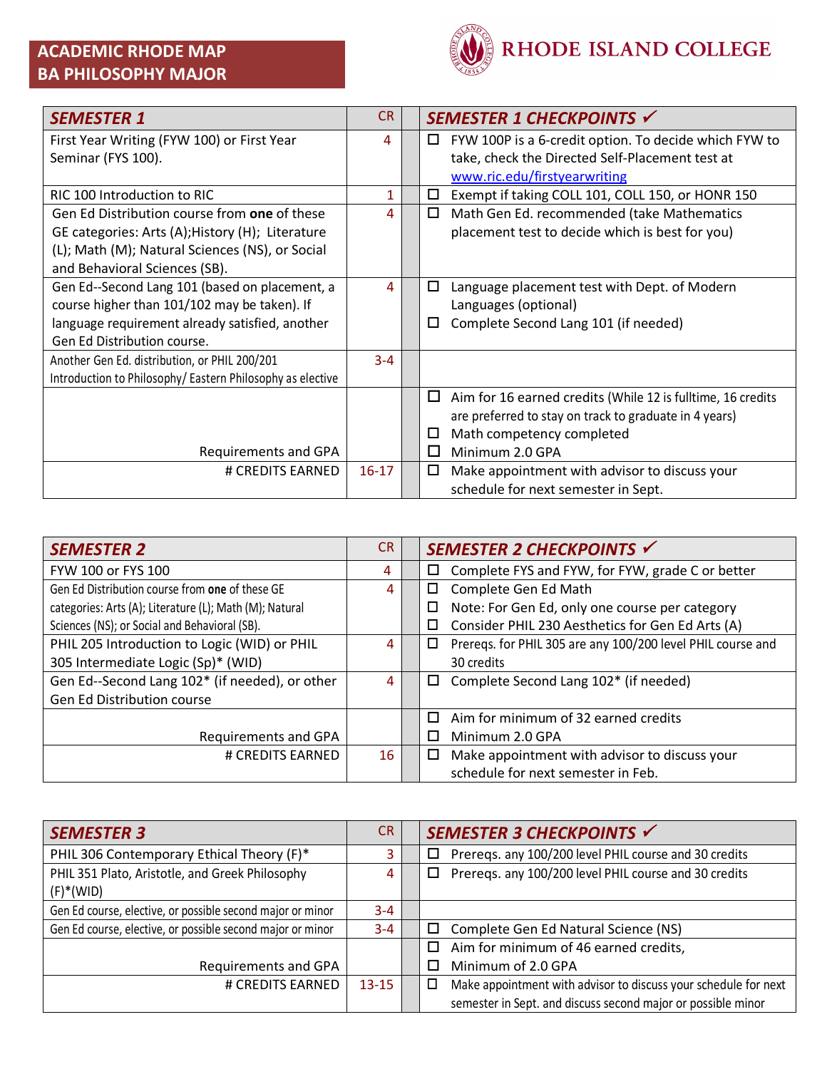# ACADEMIC RHODE MAP
## BA PHILOSOPHY MAJOR

RHODE ISLAND COLLEGE

| *SEMESTER 1* | CR | | *SEMESTER 1 CHECKPOINTS ✓* |
|---|---|---|---|
| First Year Writing (FYW 100) or First Year Seminar (FYS 100). | 4 | | ☐ FYW 100P is a 6-credit option. To decide which FYW to take, check the Directed Self-Placement test at www.ric.edu/firstyearwriting |
| RIC 100 Introduction to RIC | 1 | | ☐ Exempt if taking COLL 101, COLL 150, or HONR 150 |
| Gen Ed Distribution course from **one** of these GE categories: Arts (A);History (H); Literature (L); Math (M); Natural Sciences (NS), or Social and Behavioral Sciences (SB). | 4 | | ☐ Math Gen Ed. recommended (take Mathematics placement test to decide which is best for you) |
| Gen Ed--Second Lang 101 (based on placement, a course higher than 101/102 may be taken). If language requirement already satisfied, another Gen Ed Distribution course. | 4 | | ☐ Language placement test with Dept. of Modern Languages (optional)<br>☐ Complete Second Lang 101 (if needed) |
| Another Gen Ed. distribution, or PHIL 200/201 Introduction to Philosophy/ Eastern Philosophy as elective | 3-4 | | |
| Requirements and GPA | | | ☐ Aim for 16 earned credits (While 12 is fulltime, 16 credits are preferred to stay on track to graduate in 4 years)<br>☐ Math competency completed<br>☐ Minimum 2.0 GPA |
| # CREDITS EARNED | 16-17 | | ☐ Make appointment with advisor to discuss your schedule for next semester in Sept. |

| *SEMESTER 2* | CR | | *SEMESTER 2 CHECKPOINTS ✓* |
|---|---|---|---|
| FYW 100 or FYS 100 | 4 | | ☐ Complete FYS and FYW, for FYW, grade C or better |
| Gen Ed Distribution course from **one** of these GE categories: Arts (A); Literature (L); Math (M); Natural Sciences (NS); or Social and Behavioral (SB). | 4 | | ☐ Complete Gen Ed Math<br>☐ Note: For Gen Ed, only one course per category<br>☐ Consider PHIL 230 Aesthetics for Gen Ed Arts (A) |
| PHIL 205 Introduction to Logic (WID) or PHIL 305 Intermediate Logic (Sp)* (WID) | 4 | | ☐ Prereqs. for PHIL 305 are any 100/200 level PHIL course and 30 credits |
| Gen Ed--Second Lang 102* (if needed), or other Gen Ed Distribution course | 4 | | ☐ Complete Second Lang 102* (if needed) |
| Requirements and GPA | | | ☐ Aim for minimum of 32 earned credits<br>☐ Minimum 2.0 GPA |
| # CREDITS EARNED | 16 | | ☐ Make appointment with advisor to discuss your schedule for next semester in Feb. |

| *SEMESTER 3* | CR | | *SEMESTER 3 CHECKPOINTS ✓* |
|---|---|---|---|
| PHIL 306 Contemporary Ethical Theory (F)* | 3 | | ☐ Prereqs. any 100/200 level PHIL course and 30 credits |
| PHIL 351 Plato, Aristotle, and Greek Philosophy (F)*(WID) | 4 | | ☐ Prereqs. any 100/200 level PHIL course and 30 credits |
| Gen Ed course, elective, or possible second major or minor | 3-4 | | |
| Gen Ed course, elective, or possible second major or minor | 3-4 | | ☐ Complete Gen Ed Natural Science (NS) |
| Requirements and GPA | | | ☐ Aim for minimum of 46 earned credits,<br>☐ Minimum of 2.0 GPA |
| # CREDITS EARNED | 13-15 | | ☐ Make appointment with advisor to discuss your schedule for next semester in Sept. and discuss second major or possible minor |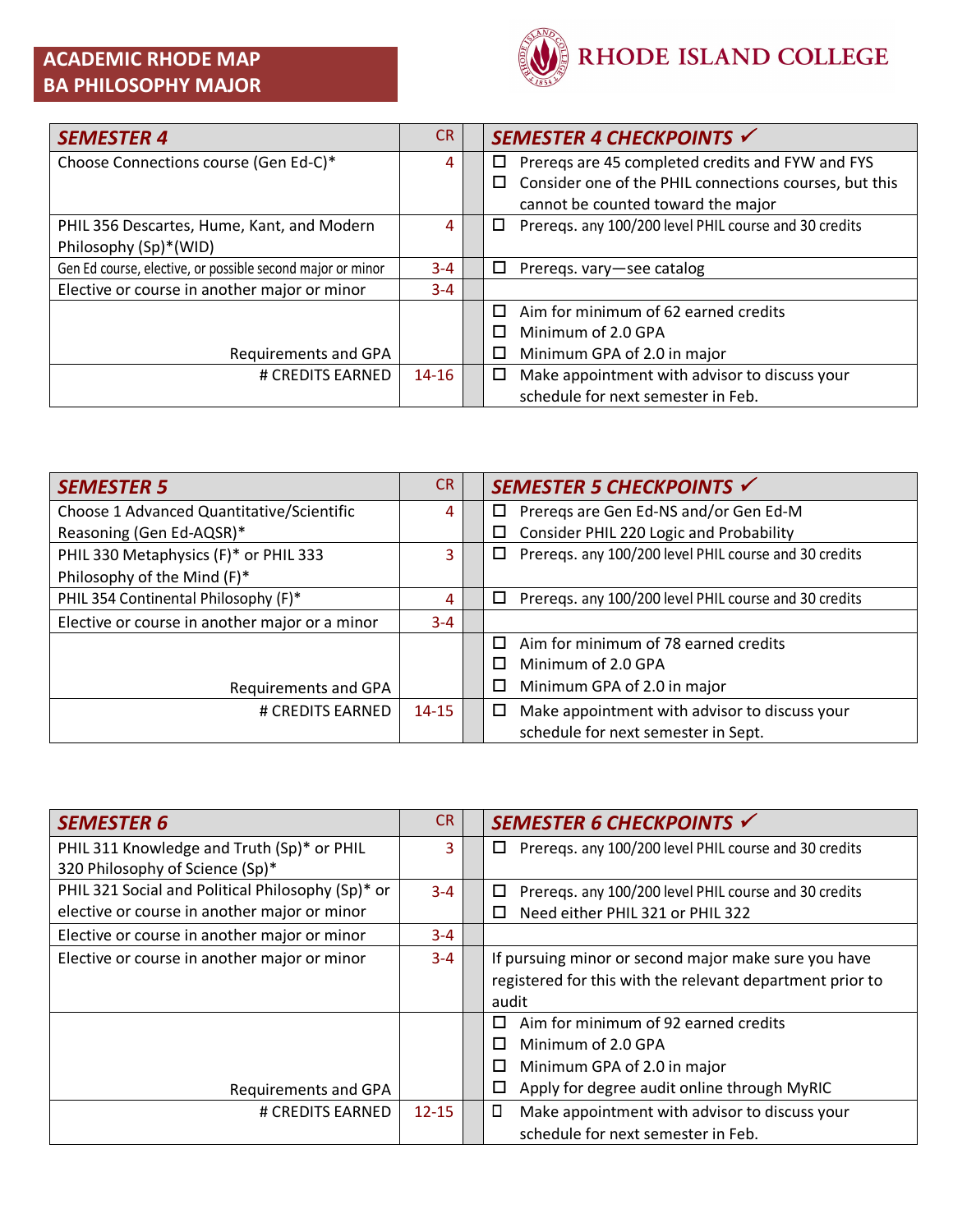# ACADEMIC RHODE MAP
# BA PHILOSOPHY MAJOR

RHODE ISLAND COLLEGE

| *SEMESTER 4* | CR | | *SEMESTER 4 CHECKPOINTS* ✓ |
|---|---|---|---|
| Choose Connections course (Gen Ed-C)* | 4 | | ☐ Prereqs are 45 completed credits and FYW and FYS<br>☐ Consider one of the PHIL connections courses, but this cannot be counted toward the major |
| PHIL 356 Descartes, Hume, Kant, and Modern Philosophy (Sp)*(WID) | 4 | | ☐ Prereqs. any 100/200 level PHIL course and 30 credits |
| Gen Ed course, elective, or possible second major or minor | 3-4 | | ☐ Prereqs. vary—see catalog |
| Elective or course in another major or minor | 3-4 | | |
| Requirements and GPA | | | ☐ Aim for minimum of 62 earned credits<br>☐ Minimum of 2.0 GPA<br>☐ Minimum GPA of 2.0 in major |
| # CREDITS EARNED | 14-16 | | ☐ Make appointment with advisor to discuss your schedule for next semester in Feb. |

| *SEMESTER 5* | CR | | *SEMESTER 5 CHECKPOINTS* ✓ |
|---|---|---|---|
| Choose 1 Advanced Quantitative/Scientific Reasoning (Gen Ed-AQSR)* | 4 | | ☐ Prereqs are Gen Ed-NS and/or Gen Ed-M<br>☐ Consider PHIL 220 Logic and Probability |
| PHIL 330 Metaphysics (F)* or PHIL 333 Philosophy of the Mind (F)* | 3 | | ☐ Prereqs. any 100/200 level PHIL course and 30 credits |
| PHIL 354 Continental Philosophy (F)* | 4 | | ☐ Prereqs. any 100/200 level PHIL course and 30 credits |
| Elective or course in another major or a minor | 3-4 | | |
| Requirements and GPA | | | ☐ Aim for minimum of 78 earned credits<br>☐ Minimum of 2.0 GPA<br>☐ Minimum GPA of 2.0 in major |
| # CREDITS EARNED | 14-15 | | ☐ Make appointment with advisor to discuss your schedule for next semester in Sept. |

| *SEMESTER 6* | CR | | *SEMESTER 6 CHECKPOINTS* ✓ |
|---|---|---|---|
| PHIL 311 Knowledge and Truth (Sp)* or PHIL 320 Philosophy of Science (Sp)* | 3 | | ☐ Prereqs. any 100/200 level PHIL course and 30 credits |
| PHIL 321 Social and Political Philosophy (Sp)* or elective or course in another major or minor | 3-4 | | ☐ Prereqs. any 100/200 level PHIL course and 30 credits<br>☐ Need either PHIL 321 or PHIL 322 |
| Elective or course in another major or minor | 3-4 | | |
| Elective or course in another major or minor | 3-4 | | If pursuing minor or second major make sure you have registered for this with the relevant department prior to audit |
| Requirements and GPA | | | ☐ Aim for minimum of 92 earned credits<br>☐ Minimum of 2.0 GPA<br>☐ Minimum GPA of 2.0 in major<br>☐ Apply for degree audit online through MyRIC |
| # CREDITS EARNED | 12-15 | | ☐ Make appointment with advisor to discuss your schedule for next semester in Feb. |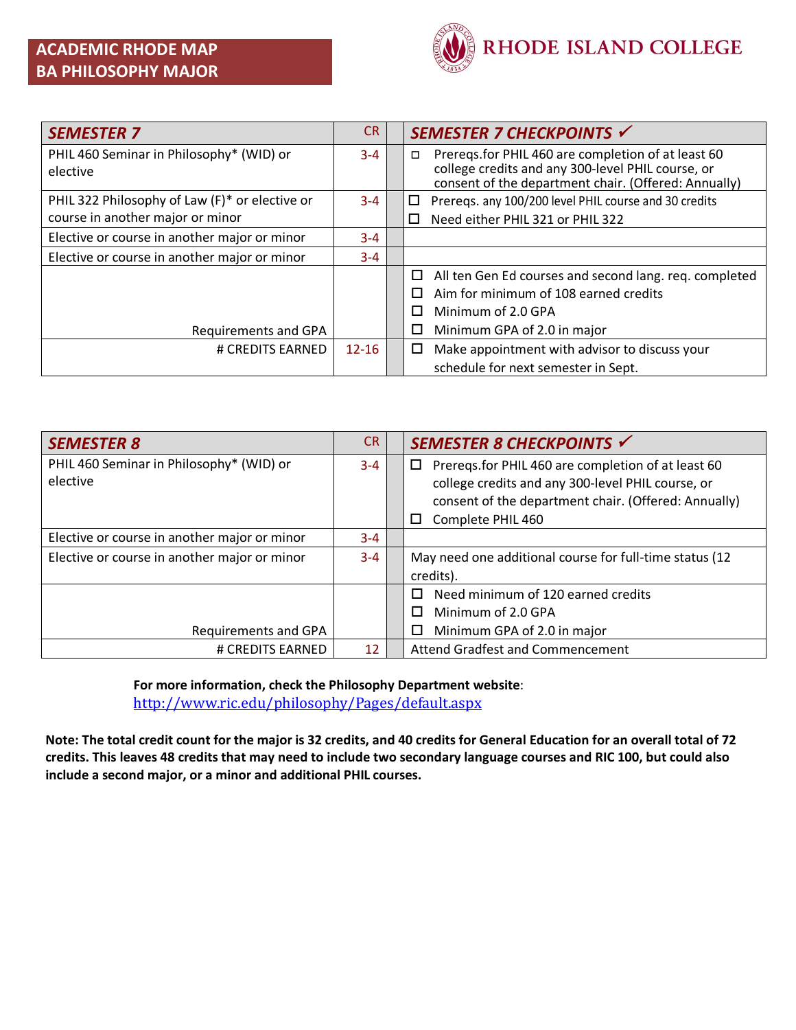# ACADEMIC RHODE MAP
# BA PHILOSOPHY MAJOR

RHODE ISLAND COLLEGE

| *SEMESTER 7* | CR | | *SEMESTER 7 CHECKPOINTS* ✓ |
|---|---|---|---|
| PHIL 460 Seminar in Philosophy* (WID) or elective | 3-4 | | ☐ Prereqs.for PHIL 460 are completion of at least 60 college credits and any 300-level PHIL course, or consent of the department chair. (Offered: Annually) |
| PHIL 322 Philosophy of Law (F)* or elective or course in another major or minor | 3-4 | | ☐ Prereqs. any 100/200 level PHIL course and 30 credits<br>☐ Need either PHIL 321 or PHIL 322 |
| Elective or course in another major or minor | 3-4 | | |
| Elective or course in another major or minor | 3-4 | | |
| Requirements and GPA | | | ☐ All ten Gen Ed courses and second lang. req. completed<br>☐ Aim for minimum of 108 earned credits<br>☐ Minimum of 2.0 GPA<br>☐ Minimum GPA of 2.0 in major |
| # CREDITS EARNED | 12-16 | | ☐ Make appointment with advisor to discuss your schedule for next semester in Sept. |

| *SEMESTER 8* | CR | | *SEMESTER 8 CHECKPOINTS* ✓ |
|---|---|---|---|
| PHIL 460 Seminar in Philosophy* (WID) or elective | 3-4 | | ☐ Prereqs.for PHIL 460 are completion of at least 60 college credits and any 300-level PHIL course, or consent of the department chair. (Offered: Annually)<br>☐ Complete PHIL 460 |
| Elective or course in another major or minor | 3-4 | | |
| Elective or course in another major or minor | 3-4 | | May need one additional course for full-time status (12 credits). |
| Requirements and GPA | | | ☐ Need minimum of 120 earned credits<br>☐ Minimum of 2.0 GPA<br>☐ Minimum GPA of 2.0 in major |
| # CREDITS EARNED | 12 | | Attend Gradfest and Commencement |

**For more information, check the Philosophy Department website**: http://www.ric.edu/philosophy/Pages/default.aspx

**Note: The total credit count for the major is 32 credits, and 40 credits for General Education for an overall total of 72 credits. This leaves 48 credits that may need to include two secondary language courses and RIC 100, but could also include a second major, or a minor and additional PHIL courses.**